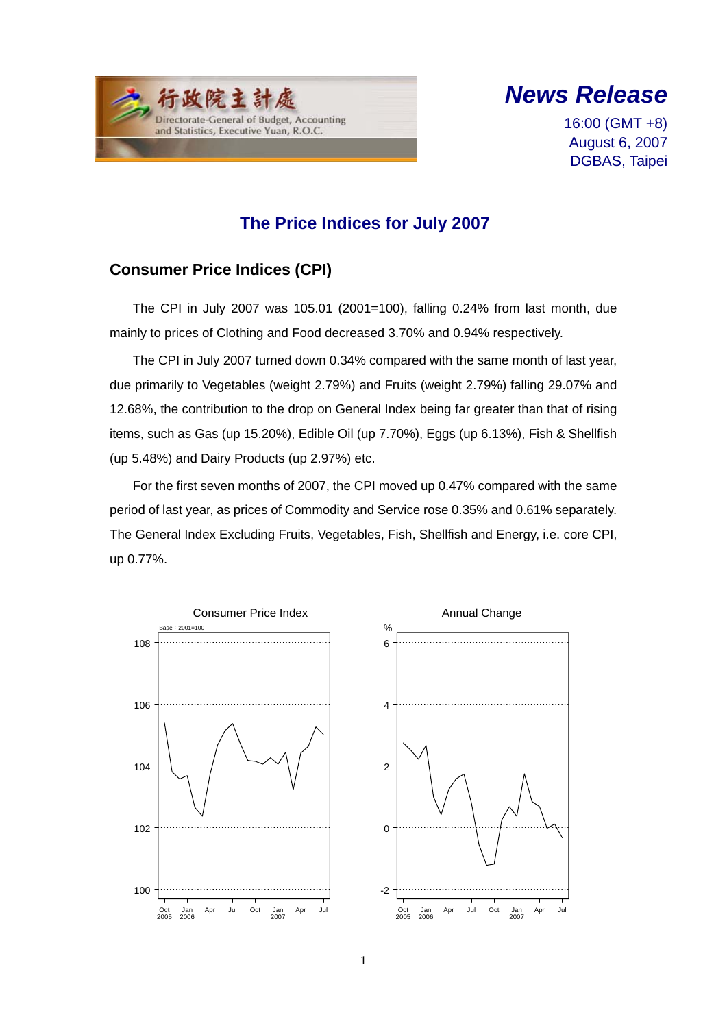行政院主計處
Directorate-General of Budget, Accounting and Statistics, Executive Yuan, R.O.C.

***News Release***

16:00 (GMT +8)
August 6, 2007
DGBAS, Taipei

# The Price Indices for July 2007

## Consumer Price Indices (CPI)

The CPI in July 2007 was 105.01 (2001=100), falling 0.24% from last month, due mainly to prices of Clothing and Food decreased 3.70% and 0.94% respectively.

The CPI in July 2007 turned down 0.34% compared with the same month of last year, due primarily to Vegetables (weight 2.79%) and Fruits (weight 2.79%) falling 29.07% and 12.68%, the contribution to the drop on General Index being far greater than that of rising items, such as Gas (up 15.20%), Edible Oil (up 7.70%), Eggs (up 6.13%), Fish & Shellfish (up 5.48%) and Dairy Products (up 2.97%) etc.

For the first seven months of 2007, the CPI moved up 0.47% compared with the same period of last year, as prices of Commodity and Service rose 0.35% and 0.61% separately. The General Index Excluding Fruits, Vegetables, Fish, Shellfish and Energy, i.e. core CPI, up 0.77%.

Consumer Price Index

Annual Change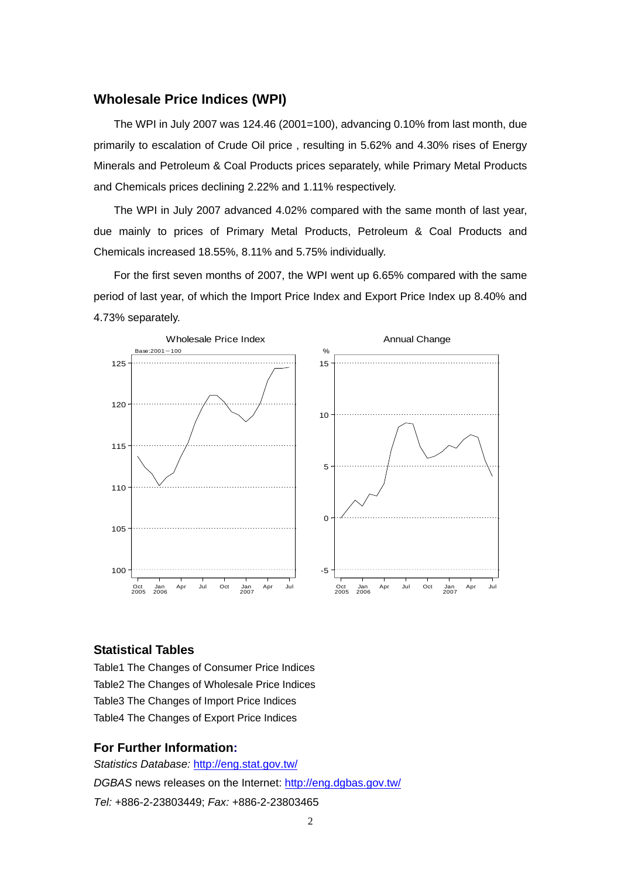## Wholesale Price Indices (WPI)

The WPI in July 2007 was 124.46 (2001=100), advancing 0.10% from last month, due primarily to escalation of Crude Oil price , resulting in 5.62% and 4.30% rises of Energy Minerals and Petroleum & Coal Products prices separately, while Primary Metal Products and Chemicals prices declining 2.22% and 1.11% respectively.

The WPI in July 2007 advanced 4.02% compared with the same month of last year, due mainly to prices of Primary Metal Products, Petroleum & Coal Products and Chemicals increased 18.55%, 8.11% and 5.75% individually.

For the first seven months of 2007, the WPI went up 6.65% compared with the same period of last year, of which the Import Price Index and Export Price Index up 8.40% and 4.73% separately.

## Statistical Tables

Table1 The Changes of Consumer Price Indices

Table2 The Changes of Wholesale Price Indices

Table3 The Changes of Import Price Indices

Table4 The Changes of Export Price Indices

## For Further Information:

*Statistics Database:* http://eng.stat.gov.tw/

*DGBAS* news releases on the Internet: http://eng.dgbas.gov.tw/

*Tel:* +886-2-23803449; *Fax:* +886-2-23803465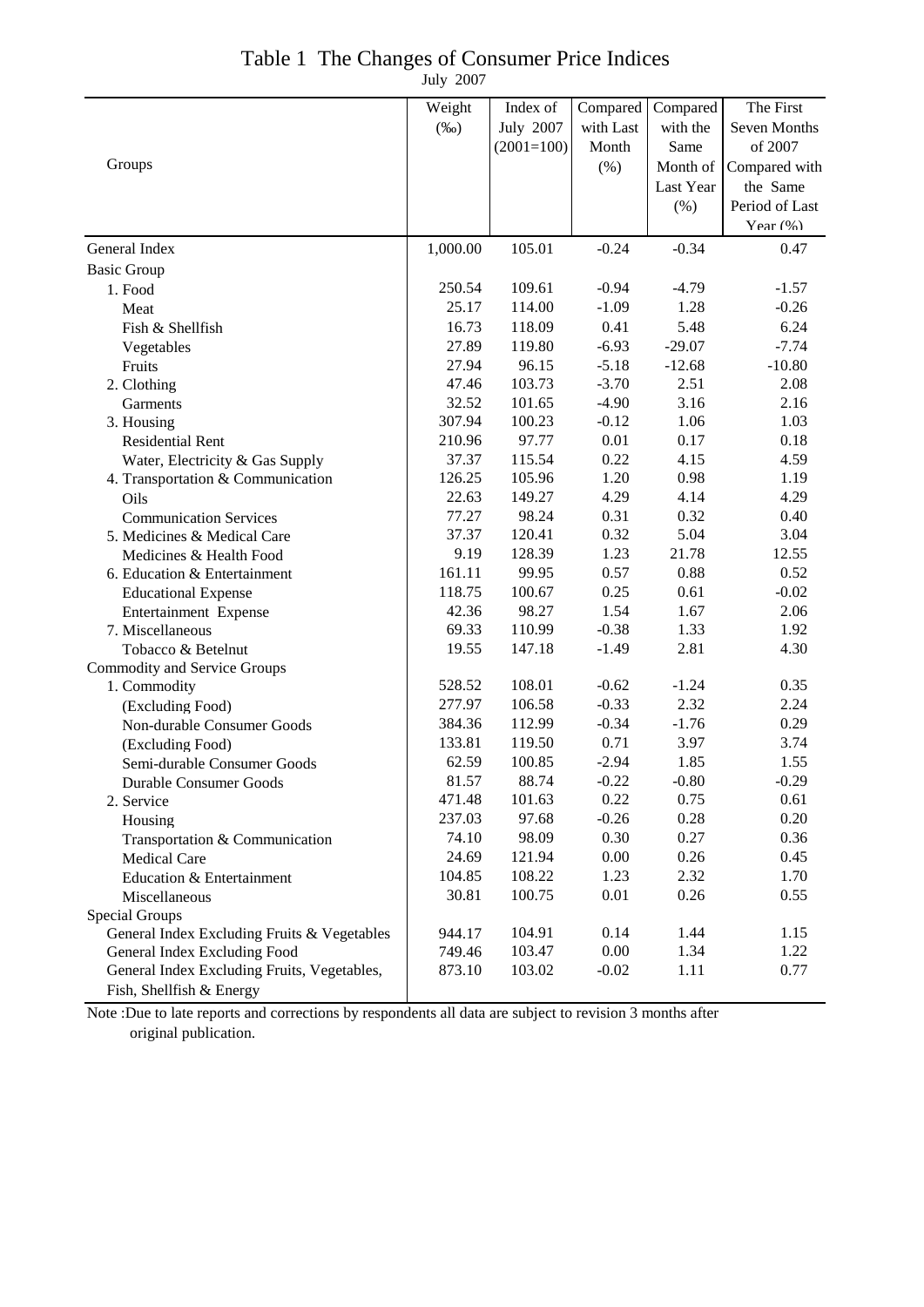# Table 1 The Changes of Consumer Price Indices

July 2007

| Groups | Weight (‰) | Index of July 2007 (2001=100) | Compared with Last Month (%) | Compared with the Same Month of Last Year (%) | The First Seven Months of 2007 Compared with the Same Period of Last Year (%) |
|---|---|---|---|---|---|
| General Index | 1,000.00 | 105.01 | -0.24 | -0.34 | 0.47 |
| Basic Group | | | | | |
| 1. Food | 250.54 | 109.61 | -0.94 | -4.79 | -1.57 |
| Meat | 25.17 | 114.00 | -1.09 | 1.28 | -0.26 |
| Fish & Shellfish | 16.73 | 118.09 | 0.41 | 5.48 | 6.24 |
| Vegetables | 27.89 | 119.80 | -6.93 | -29.07 | -7.74 |
| Fruits | 27.94 | 96.15 | -5.18 | -12.68 | -10.80 |
| 2. Clothing | 47.46 | 103.73 | -3.70 | 2.51 | 2.08 |
| Garments | 32.52 | 101.65 | -4.90 | 3.16 | 2.16 |
| 3. Housing | 307.94 | 100.23 | -0.12 | 1.06 | 1.03 |
| Residential Rent | 210.96 | 97.77 | 0.01 | 0.17 | 0.18 |
| Water, Electricity & Gas Supply | 37.37 | 115.54 | 0.22 | 4.15 | 4.59 |
| 4. Transportation & Communication | 126.25 | 105.96 | 1.20 | 0.98 | 1.19 |
| Oils | 22.63 | 149.27 | 4.29 | 4.14 | 4.29 |
| Communication Services | 77.27 | 98.24 | 0.31 | 0.32 | 0.40 |
| 5. Medicines & Medical Care | 37.37 | 120.41 | 0.32 | 5.04 | 3.04 |
| Medicines & Health Food | 9.19 | 128.39 | 1.23 | 21.78 | 12.55 |
| 6. Education & Entertainment | 161.11 | 99.95 | 0.57 | 0.88 | 0.52 |
| Educational Expense | 118.75 | 100.67 | 0.25 | 0.61 | -0.02 |
| Entertainment Expense | 42.36 | 98.27 | 1.54 | 1.67 | 2.06 |
| 7. Miscellaneous | 69.33 | 110.99 | -0.38 | 1.33 | 1.92 |
| Tobacco & Betelnut | 19.55 | 147.18 | -1.49 | 2.81 | 4.30 |
| Commodity and Service Groups | | | | | |
| 1. Commodity | 528.52 | 108.01 | -0.62 | -1.24 | 0.35 |
| (Excluding Food) | 277.97 | 106.58 | -0.33 | 2.32 | 2.24 |
| Non-durable Consumer Goods | 384.36 | 112.99 | -0.34 | -1.76 | 0.29 |
| (Excluding Food) | 133.81 | 119.50 | 0.71 | 3.97 | 3.74 |
| Semi-durable Consumer Goods | 62.59 | 100.85 | -2.94 | 1.85 | 1.55 |
| Durable Consumer Goods | 81.57 | 88.74 | -0.22 | -0.80 | -0.29 |
| 2. Service | 471.48 | 101.63 | 0.22 | 0.75 | 0.61 |
| Housing | 237.03 | 97.68 | -0.26 | 0.28 | 0.20 |
| Transportation & Communication | 74.10 | 98.09 | 0.30 | 0.27 | 0.36 |
| Medical Care | 24.69 | 121.94 | 0.00 | 0.26 | 0.45 |
| Education & Entertainment | 104.85 | 108.22 | 1.23 | 2.32 | 1.70 |
| Miscellaneous | 30.81 | 100.75 | 0.01 | 0.26 | 0.55 |
| Special Groups | | | | | |
| General Index Excluding Fruits & Vegetables | 944.17 | 104.91 | 0.14 | 1.44 | 1.15 |
| General Index Excluding Food | 749.46 | 103.47 | 0.00 | 1.34 | 1.22 |
| General Index Excluding Fruits, Vegetables, Fish, Shellfish & Energy | 873.10 | 103.02 | -0.02 | 1.11 | 0.77 |

Note :Due to late reports and corrections by respondents all data are subject to revision 3 months after original publication.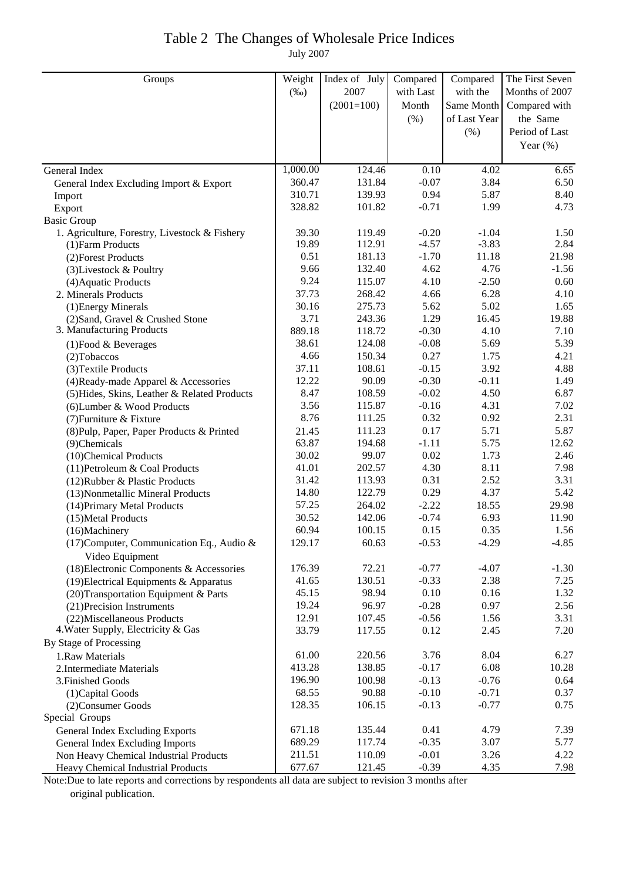# Table 2 The Changes of Wholesale Price Indices

July 2007

| Groups | Weight (‰) | Index of July 2007 (2001=100) | Compared with Last Month (%) | Compared with the Same Month of Last Year (%) | The First Seven Months of 2007 Compared with the Same Period of Last Year (%) |
|---|---|---|---|---|---|
| General Index | 1,000.00 | 124.46 | 0.10 | 4.02 | 6.65 |
| General Index Excluding Import & Export | 360.47 | 131.84 | -0.07 | 3.84 | 6.50 |
| Import | 310.71 | 139.93 | 0.94 | 5.87 | 8.40 |
| Export | 328.82 | 101.82 | -0.71 | 1.99 | 4.73 |
| Basic Group | | | | | |
| 1. Agriculture, Forestry, Livestock & Fishery | 39.30 | 119.49 | -0.20 | -1.04 | 1.50 |
| (1)Farm Products | 19.89 | 112.91 | -4.57 | -3.83 | 2.84 |
| (2)Forest Products | 0.51 | 181.13 | -1.70 | 11.18 | 21.98 |
| (3)Livestock & Poultry | 9.66 | 132.40 | 4.62 | 4.76 | -1.56 |
| (4)Aquatic Products | 9.24 | 115.07 | 4.10 | -2.50 | 0.60 |
| 2. Minerals Products | 37.73 | 268.42 | 4.66 | 6.28 | 4.10 |
| (1)Energy Minerals | 30.16 | 275.73 | 5.62 | 5.02 | 1.65 |
| (2)Sand, Gravel & Crushed Stone | 3.71 | 243.36 | 1.29 | 16.45 | 19.88 |
| 3. Manufacturing Products | 889.18 | 118.72 | -0.30 | 4.10 | 7.10 |
| (1)Food & Beverages | 38.61 | 124.08 | -0.08 | 5.69 | 5.39 |
| (2)Tobaccos | 4.66 | 150.34 | 0.27 | 1.75 | 4.21 |
| (3)Textile Products | 37.11 | 108.61 | -0.15 | 3.92 | 4.88 |
| (4)Ready-made Apparel & Accessories | 12.22 | 90.09 | -0.30 | -0.11 | 1.49 |
| (5)Hides, Skins, Leather & Related Products | 8.47 | 108.59 | -0.02 | 4.50 | 6.87 |
| (6)Lumber & Wood Products | 3.56 | 115.87 | -0.16 | 4.31 | 7.02 |
| (7)Furniture & Fixture | 8.76 | 111.25 | 0.32 | 0.92 | 2.31 |
| (8)Pulp, Paper, Paper Products & Printed | 21.45 | 111.23 | 0.17 | 5.71 | 5.87 |
| (9)Chemicals | 63.87 | 194.68 | -1.11 | 5.75 | 12.62 |
| (10)Chemical Products | 30.02 | 99.07 | 0.02 | 1.73 | 2.46 |
| (11)Petroleum & Coal Products | 41.01 | 202.57 | 4.30 | 8.11 | 7.98 |
| (12)Rubber & Plastic Products | 31.42 | 113.93 | 0.31 | 2.52 | 3.31 |
| (13)Nonmetallic Mineral Products | 14.80 | 122.79 | 0.29 | 4.37 | 5.42 |
| (14)Primary Metal Products | 57.25 | 264.02 | -2.22 | 18.55 | 29.98 |
| (15)Metal Products | 30.52 | 142.06 | -0.74 | 6.93 | 11.90 |
| (16)Machinery | 60.94 | 100.15 | 0.15 | 0.35 | 1.56 |
| (17)Computer, Communication Eq., Audio & Video Equipment | 129.17 | 60.63 | -0.53 | -4.29 | -4.85 |
| (18)Electronic Components & Accessories | 176.39 | 72.21 | -0.77 | -4.07 | -1.30 |
| (19)Electrical Equipments & Apparatus | 41.65 | 130.51 | -0.33 | 2.38 | 7.25 |
| (20)Transportation Equipment & Parts | 45.15 | 98.94 | 0.10 | 0.16 | 1.32 |
| (21)Precision Instruments | 19.24 | 96.97 | -0.28 | 0.97 | 2.56 |
| (22)Miscellaneous Products | 12.91 | 107.45 | -0.56 | 1.56 | 3.31 |
| 4.Water Supply, Electricity & Gas | 33.79 | 117.55 | 0.12 | 2.45 | 7.20 |
| By Stage of Processing | | | | | |
| 1.Raw Materials | 61.00 | 220.56 | 3.76 | 8.04 | 6.27 |
| 2.Intermediate Materials | 413.28 | 138.85 | -0.17 | 6.08 | 10.28 |
| 3.Finished Goods | 196.90 | 100.98 | -0.13 | -0.76 | 0.64 |
| (1)Capital Goods | 68.55 | 90.88 | -0.10 | -0.71 | 0.37 |
| (2)Consumer Goods | 128.35 | 106.15 | -0.13 | -0.77 | 0.75 |
| Special Groups | | | | | |
| General Index Excluding Exports | 671.18 | 135.44 | 0.41 | 4.79 | 7.39 |
| General Index Excluding Imports | 689.29 | 117.74 | -0.35 | 3.07 | 5.77 |
| Non Heavy Chemical Industrial Products | 211.51 | 110.09 | -0.01 | 3.26 | 4.22 |
| Heavy Chemical Industrial Products | 677.67 | 121.45 | -0.39 | 4.35 | 7.98 |

Note:Due to late reports and corrections by respondents all data are subject to revision 3 months after original publication.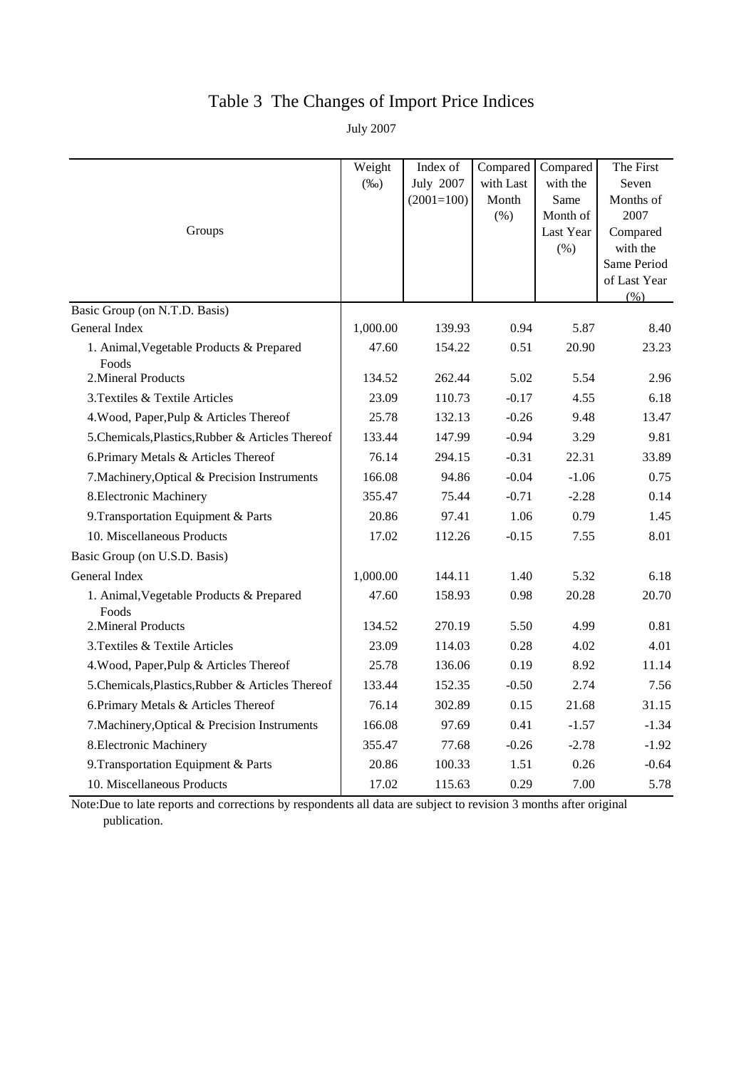# Table 3 The Changes of Import Price Indices

July 2007

| Groups | Weight (‰) | Index of July 2007 (2001=100) | Compared with Last Month (%) | Compared with the Same Month of Last Year (%) | The First Seven Months of 2007 Compared with the Same Period of Last Year (%) |
|---|---|---|---|---|---|
| Basic Group (on N.T.D. Basis) | | | | | |
| General Index | 1,000.00 | 139.93 | 0.94 | 5.87 | 8.40 |
| 1. Animal,Vegetable Products & Prepared Foods | 47.60 | 154.22 | 0.51 | 20.90 | 23.23 |
| 2.Mineral Products | 134.52 | 262.44 | 5.02 | 5.54 | 2.96 |
| 3.Textiles & Textile Articles | 23.09 | 110.73 | -0.17 | 4.55 | 6.18 |
| 4.Wood, Paper,Pulp & Articles Thereof | 25.78 | 132.13 | -0.26 | 9.48 | 13.47 |
| 5.Chemicals,Plastics,Rubber & Articles Thereof | 133.44 | 147.99 | -0.94 | 3.29 | 9.81 |
| 6.Primary Metals & Articles Thereof | 76.14 | 294.15 | -0.31 | 22.31 | 33.89 |
| 7.Machinery,Optical & Precision Instruments | 166.08 | 94.86 | -0.04 | -1.06 | 0.75 |
| 8.Electronic Machinery | 355.47 | 75.44 | -0.71 | -2.28 | 0.14 |
| 9.Transportation Equipment & Parts | 20.86 | 97.41 | 1.06 | 0.79 | 1.45 |
| 10. Miscellaneous Products | 17.02 | 112.26 | -0.15 | 7.55 | 8.01 |
| Basic Group (on U.S.D. Basis) | | | | | |
| General Index | 1,000.00 | 144.11 | 1.40 | 5.32 | 6.18 |
| 1. Animal,Vegetable Products & Prepared Foods | 47.60 | 158.93 | 0.98 | 20.28 | 20.70 |
| 2.Mineral Products | 134.52 | 270.19 | 5.50 | 4.99 | 0.81 |
| 3.Textiles & Textile Articles | 23.09 | 114.03 | 0.28 | 4.02 | 4.01 |
| 4.Wood, Paper,Pulp & Articles Thereof | 25.78 | 136.06 | 0.19 | 8.92 | 11.14 |
| 5.Chemicals,Plastics,Rubber & Articles Thereof | 133.44 | 152.35 | -0.50 | 2.74 | 7.56 |
| 6.Primary Metals & Articles Thereof | 76.14 | 302.89 | 0.15 | 21.68 | 31.15 |
| 7.Machinery,Optical & Precision Instruments | 166.08 | 97.69 | 0.41 | -1.57 | -1.34 |
| 8.Electronic Machinery | 355.47 | 77.68 | -0.26 | -2.78 | -1.92 |
| 9.Transportation Equipment & Parts | 20.86 | 100.33 | 1.51 | 0.26 | -0.64 |
| 10. Miscellaneous Products | 17.02 | 115.63 | 0.29 | 7.00 | 5.78 |

Note:Due to late reports and corrections by respondents all data are subject to revision 3 months after original publication.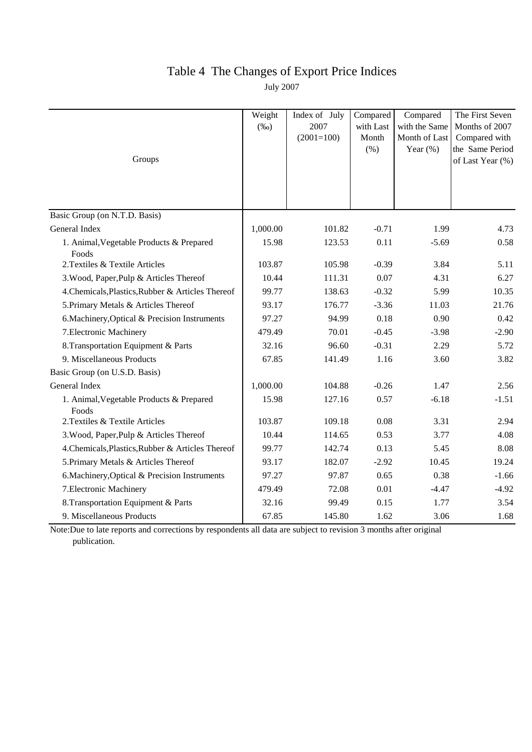# Table 4 The Changes of Export Price Indices

July 2007

| Groups | Weight (‰) | Index of July 2007 (2001=100) | Compared with Last Month (%) | Compared with the Same Month of Last Year (%) | The First Seven Months of 2007 Compared with the Same Period of Last Year (%) |
|---|---|---|---|---|---|
| Basic Group (on N.T.D. Basis) | | | | | |
| General Index | 1,000.00 | 101.82 | -0.71 | 1.99 | 4.73 |
| 1. Animal,Vegetable Products & Prepared Foods | 15.98 | 123.53 | 0.11 | -5.69 | 0.58 |
| 2.Textiles & Textile Articles | 103.87 | 105.98 | -0.39 | 3.84 | 5.11 |
| 3.Wood, Paper,Pulp & Articles Thereof | 10.44 | 111.31 | 0.07 | 4.31 | 6.27 |
| 4.Chemicals,Plastics,Rubber & Articles Thereof | 99.77 | 138.63 | -0.32 | 5.99 | 10.35 |
| 5.Primary Metals & Articles Thereof | 93.17 | 176.77 | -3.36 | 11.03 | 21.76 |
| 6.Machinery,Optical & Precision Instruments | 97.27 | 94.99 | 0.18 | 0.90 | 0.42 |
| 7.Electronic Machinery | 479.49 | 70.01 | -0.45 | -3.98 | -2.90 |
| 8.Transportation Equipment & Parts | 32.16 | 96.60 | -0.31 | 2.29 | 5.72 |
| 9. Miscellaneous Products | 67.85 | 141.49 | 1.16 | 3.60 | 3.82 |
| Basic Group (on U.S.D. Basis) | | | | | |
| General Index | 1,000.00 | 104.88 | -0.26 | 1.47 | 2.56 |
| 1. Animal,Vegetable Products & Prepared Foods | 15.98 | 127.16 | 0.57 | -6.18 | -1.51 |
| 2.Textiles & Textile Articles | 103.87 | 109.18 | 0.08 | 3.31 | 2.94 |
| 3.Wood, Paper,Pulp & Articles Thereof | 10.44 | 114.65 | 0.53 | 3.77 | 4.08 |
| 4.Chemicals,Plastics,Rubber & Articles Thereof | 99.77 | 142.74 | 0.13 | 5.45 | 8.08 |
| 5.Primary Metals & Articles Thereof | 93.17 | 182.07 | -2.92 | 10.45 | 19.24 |
| 6.Machinery,Optical & Precision Instruments | 97.27 | 97.87 | 0.65 | 0.38 | -1.66 |
| 7.Electronic Machinery | 479.49 | 72.08 | 0.01 | -4.47 | -4.92 |
| 8.Transportation Equipment & Parts | 32.16 | 99.49 | 0.15 | 1.77 | 3.54 |
| 9. Miscellaneous Products | 67.85 | 145.80 | 1.62 | 3.06 | 1.68 |

Note:Due to late reports and corrections by respondents all data are subject to revision 3 months after original publication.